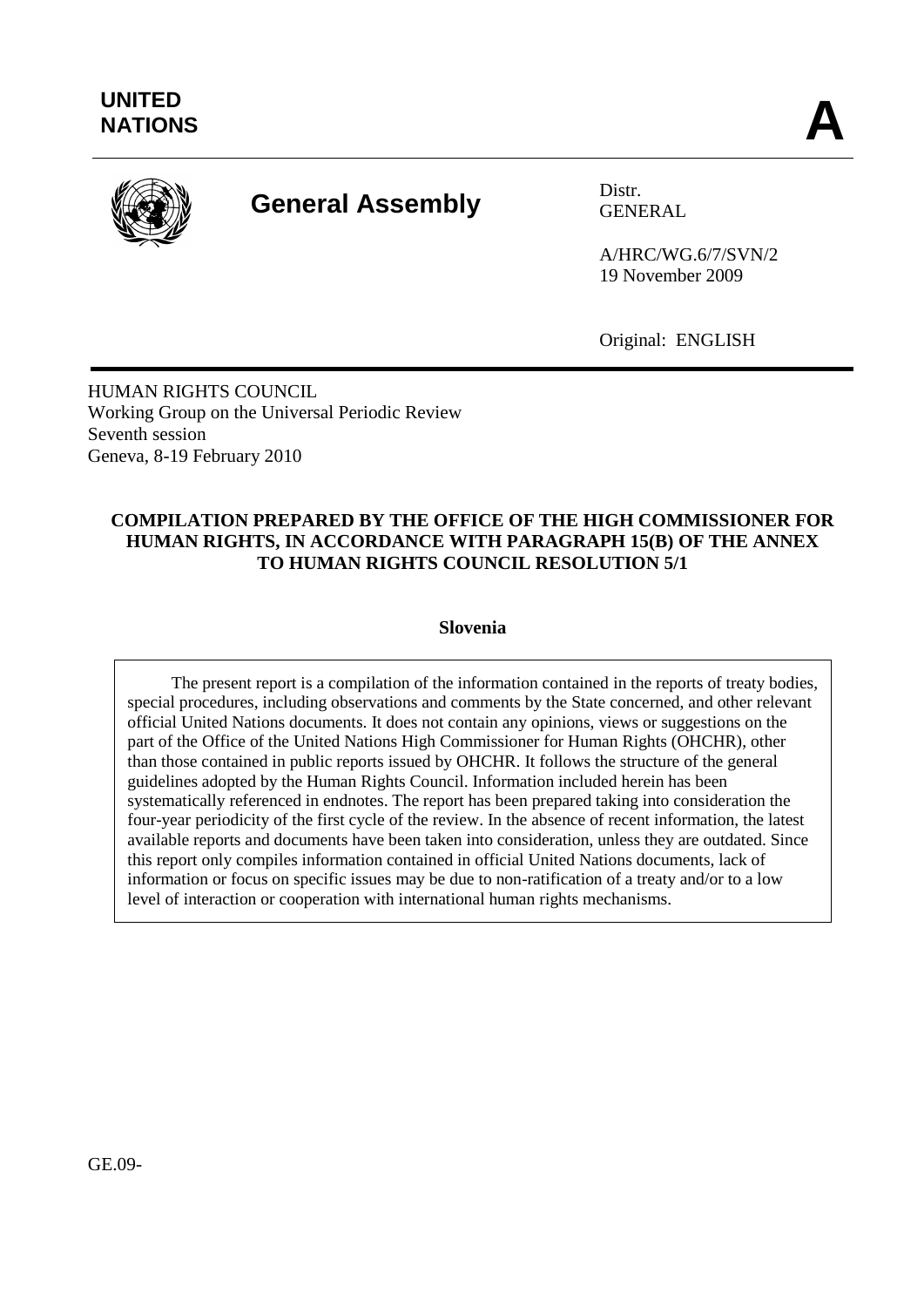UNITED NATIONS

A

# General Assembly

Distr.
GENERAL

A/HRC/WG.6/7/SVN/2
19 November 2009

Original: ENGLISH

HUMAN RIGHTS COUNCIL
Working Group on the Universal Periodic Review
Seventh session
Geneva, 8-19 February 2010

## COMPILATION PREPARED BY THE OFFICE OF THE HIGH COMMISSIONER FOR HUMAN RIGHTS, IN ACCORDANCE WITH PARAGRAPH 15(B) OF THE ANNEX TO HUMAN RIGHTS COUNCIL RESOLUTION 5/1

### Slovenia

The present report is a compilation of the information contained in the reports of treaty bodies, special procedures, including observations and comments by the State concerned, and other relevant official United Nations documents. It does not contain any opinions, views or suggestions on the part of the Office of the United Nations High Commissioner for Human Rights (OHCHR), other than those contained in public reports issued by OHCHR. It follows the structure of the general guidelines adopted by the Human Rights Council. Information included herein has been systematically referenced in endnotes. The report has been prepared taking into consideration the four-year periodicity of the first cycle of the review. In the absence of recent information, the latest available reports and documents have been taken into consideration, unless they are outdated. Since this report only compiles information contained in official United Nations documents, lack of information or focus on specific issues may be due to non-ratification of a treaty and/or to a low level of interaction or cooperation with international human rights mechanisms.

GE.09-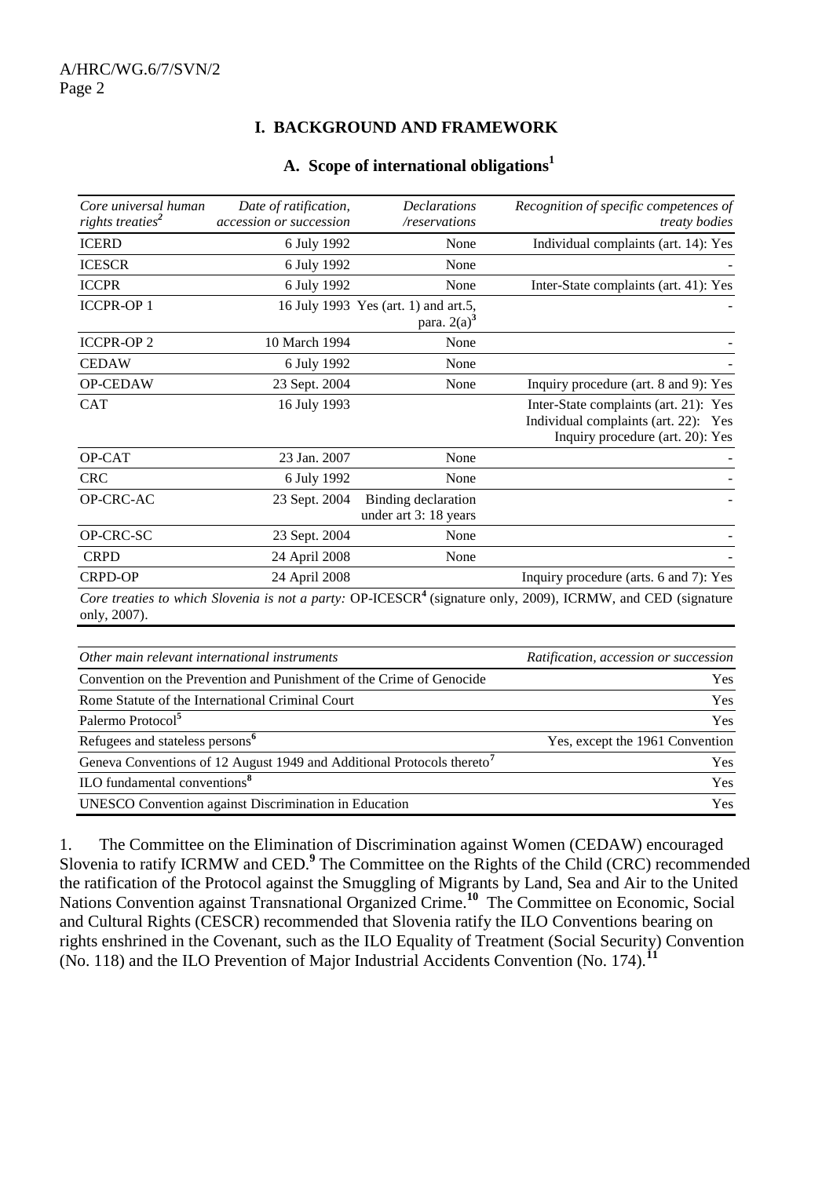## I. BACKGROUND AND FRAMEWORK

### A. Scope of international obligations[1]

| *Core universal human rights treaties*[2] | *Date of ratification, accession or succession* | *Declarations /reservations* | *Recognition of specific competences of treaty bodies* |
|---|---|---|---|
| ICERD | 6 July 1992 | None | Individual complaints (art. 14): Yes |
| ICESCR | 6 July 1992 | None | - |
| ICCPR | 6 July 1992 | None | Inter-State complaints (art. 41): Yes |
| ICCPR-OP 1 | 16 July 1993 | Yes (art. 1) and art.5, para. 2(a)[3] | - |
| ICCPR-OP 2 | 10 March 1994 | None | - |
| CEDAW | 6 July 1992 | None | - |
| OP-CEDAW | 23 Sept. 2004 | None | Inquiry procedure (art. 8 and 9): Yes |
| CAT | 16 July 1993 | | Inter-State complaints (art. 21): Yes<br>Individual complaints (art. 22): Yes<br>Inquiry procedure (art. 20): Yes |
| OP-CAT | 23 Jan. 2007 | None | - |
| CRC | 6 July 1992 | None | - |
| OP-CRC-AC | 23 Sept. 2004 | Binding declaration under art 3: 18 years | - |
| OP-CRC-SC | 23 Sept. 2004 | None | - |
| CRPD | 24 April 2008 | None | - |
| CRPD-OP | 24 April 2008 | | Inquiry procedure (arts. 6 and 7): Yes |

*Core treaties to which Slovenia is not a party:* OP-ICESCR[4] (signature only, 2009), ICRMW, and CED (signature only, 2007).

| *Other main relevant international instruments* | *Ratification, accession or succession* |
|---|---|
| Convention on the Prevention and Punishment of the Crime of Genocide | Yes |
| Rome Statute of the International Criminal Court | Yes |
| Palermo Protocol[5] | Yes |
| Refugees and stateless persons[6] | Yes, except the 1961 Convention |
| Geneva Conventions of 12 August 1949 and Additional Protocols thereto[7] | Yes |
| ILO fundamental conventions[8] | Yes |
| UNESCO Convention against Discrimination in Education | Yes |

1. The Committee on the Elimination of Discrimination against Women (CEDAW) encouraged Slovenia to ratify ICRMW and CED.[9] The Committee on the Rights of the Child (CRC) recommended the ratification of the Protocol against the Smuggling of Migrants by Land, Sea and Air to the United Nations Convention against Transnational Organized Crime.[10] The Committee on Economic, Social and Cultural Rights (CESCR) recommended that Slovenia ratify the ILO Conventions bearing on rights enshrined in the Covenant, such as the ILO Equality of Treatment (Social Security) Convention (No. 118) and the ILO Prevention of Major Industrial Accidents Convention (No. 174).[11]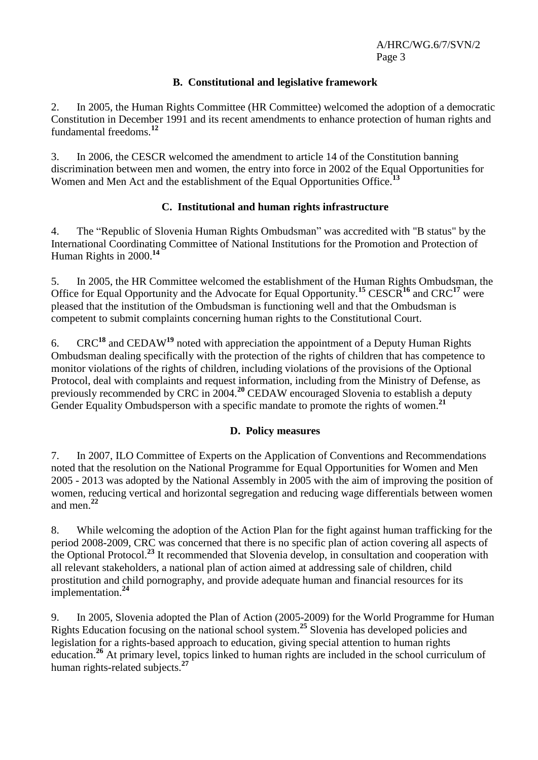## B. Constitutional and legislative framework

2. In 2005, the Human Rights Committee (HR Committee) welcomed the adoption of a democratic Constitution in December 1991 and its recent amendments to enhance protection of human rights and fundamental freedoms.[12]

3. In 2006, the CESCR welcomed the amendment to article 14 of the Constitution banning discrimination between men and women, the entry into force in 2002 of the Equal Opportunities for Women and Men Act and the establishment of the Equal Opportunities Office.[13]

## C. Institutional and human rights infrastructure

4. The "Republic of Slovenia Human Rights Ombudsman" was accredited with "B status" by the International Coordinating Committee of National Institutions for the Promotion and Protection of Human Rights in 2000.[14]

5. In 2005, the HR Committee welcomed the establishment of the Human Rights Ombudsman, the Office for Equal Opportunity and the Advocate for Equal Opportunity.[15] CESCR[16] and CRC[17] were pleased that the institution of the Ombudsman is functioning well and that the Ombudsman is competent to submit complaints concerning human rights to the Constitutional Court.

6. CRC[18] and CEDAW[19] noted with appreciation the appointment of a Deputy Human Rights Ombudsman dealing specifically with the protection of the rights of children that has competence to monitor violations of the rights of children, including violations of the provisions of the Optional Protocol, deal with complaints and request information, including from the Ministry of Defense, as previously recommended by CRC in 2004.[20] CEDAW encouraged Slovenia to establish a deputy Gender Equality Ombudsperson with a specific mandate to promote the rights of women.[21]

## D. Policy measures

7. In 2007, ILO Committee of Experts on the Application of Conventions and Recommendations noted that the resolution on the National Programme for Equal Opportunities for Women and Men 2005 - 2013 was adopted by the National Assembly in 2005 with the aim of improving the position of women, reducing vertical and horizontal segregation and reducing wage differentials between women and men.[22]

8. While welcoming the adoption of the Action Plan for the fight against human trafficking for the period 2008-2009, CRC was concerned that there is no specific plan of action covering all aspects of the Optional Protocol.[23] It recommended that Slovenia develop, in consultation and cooperation with all relevant stakeholders, a national plan of action aimed at addressing sale of children, child prostitution and child pornography, and provide adequate human and financial resources for its implementation.[24]

9. In 2005, Slovenia adopted the Plan of Action (2005-2009) for the World Programme for Human Rights Education focusing on the national school system.[25] Slovenia has developed policies and legislation for a rights-based approach to education, giving special attention to human rights education.[26] At primary level, topics linked to human rights are included in the school curriculum of human rights-related subjects.[27]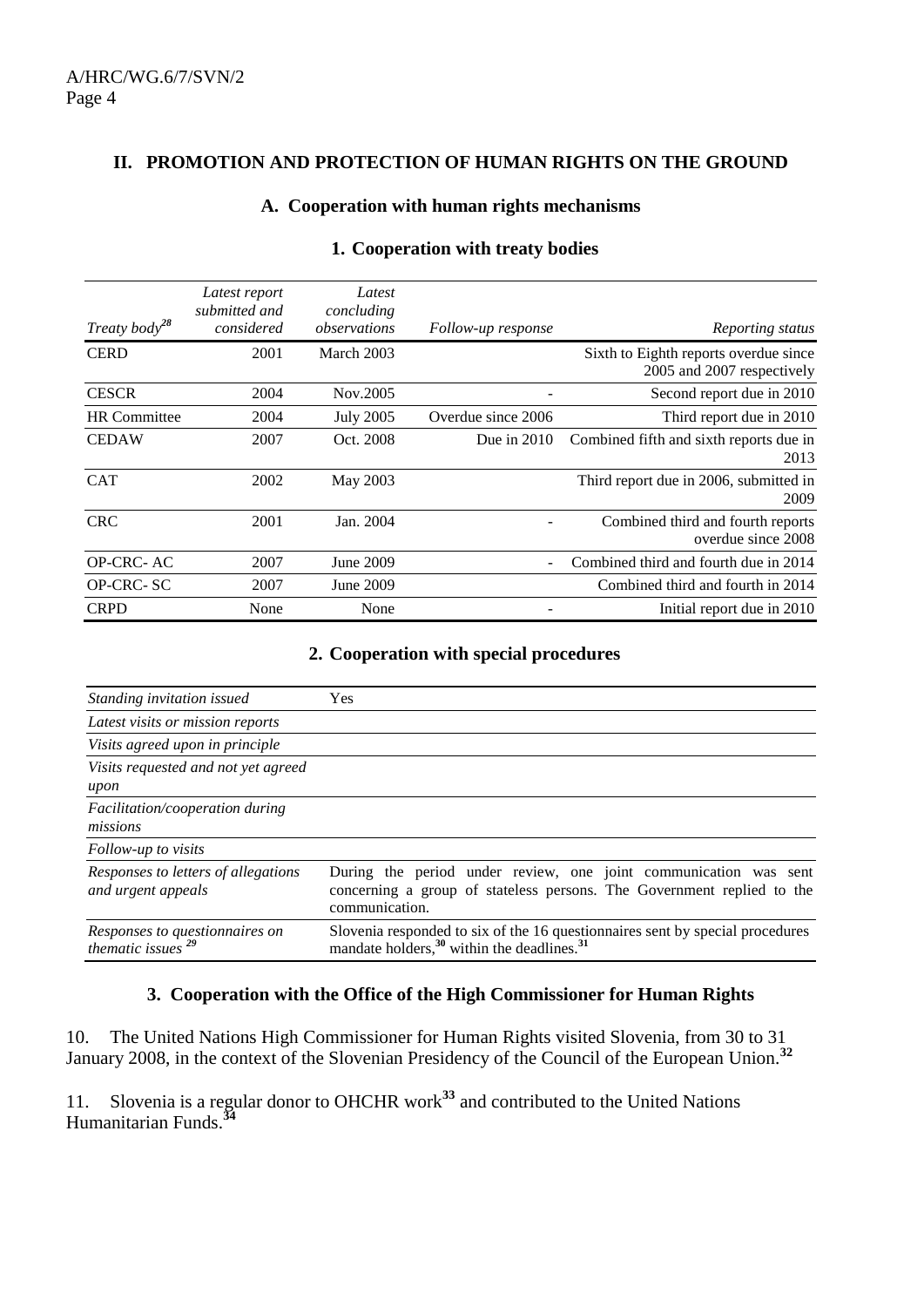## II. PROMOTION AND PROTECTION OF HUMAN RIGHTS ON THE GROUND

### A. Cooperation with human rights mechanisms

#### 1. Cooperation with treaty bodies

| *Treaty body*[28] | *Latest report submitted and considered* | *Latest concluding observations* | *Follow-up response* | *Reporting status* |
|---|---|---|---|---|
| CERD | 2001 | March 2003 | | Sixth to Eighth reports overdue since 2005 and 2007 respectively |
| CESCR | 2004 | Nov.2005 | - | Second report due in 2010 |
| HR Committee | 2004 | July 2005 | Overdue since 2006 | Third report due in 2010 |
| CEDAW | 2007 | Oct. 2008 | Due in 2010 | Combined fifth and sixth reports due in 2013 |
| CAT | 2002 | May 2003 | | Third report due in 2006, submitted in 2009 |
| CRC | 2001 | Jan. 2004 | - | Combined third and fourth reports overdue since 2008 |
| OP-CRC- AC | 2007 | June 2009 | - | Combined third and fourth due in 2014 |
| OP-CRC- SC | 2007 | June 2009 | | Combined third and fourth in 2014 |
| CRPD | None | None | - | Initial report due in 2010 |

#### 2. Cooperation with special procedures

| | |
|---|---|
| *Standing invitation issued* | Yes |
| *Latest visits or mission reports* | |
| *Visits agreed upon in principle* | |
| *Visits requested and not yet agreed upon* | |
| *Facilitation/cooperation during missions* | |
| *Follow-up to visits* | |
| *Responses to letters of allegations and urgent appeals* | During the period under review, one joint communication was sent concerning a group of stateless persons. The Government replied to the communication. |
| *Responses to questionnaires on thematic issues* [29] | Slovenia responded to six of the 16 questionnaires sent by special procedures mandate holders,[30] within the deadlines.[31] |

#### 3. Cooperation with the Office of the High Commissioner for Human Rights

10. The United Nations High Commissioner for Human Rights visited Slovenia, from 30 to 31 January 2008, in the context of the Slovenian Presidency of the Council of the European Union.[32]

11. Slovenia is a regular donor to OHCHR work[33] and contributed to the United Nations Humanitarian Funds.[34]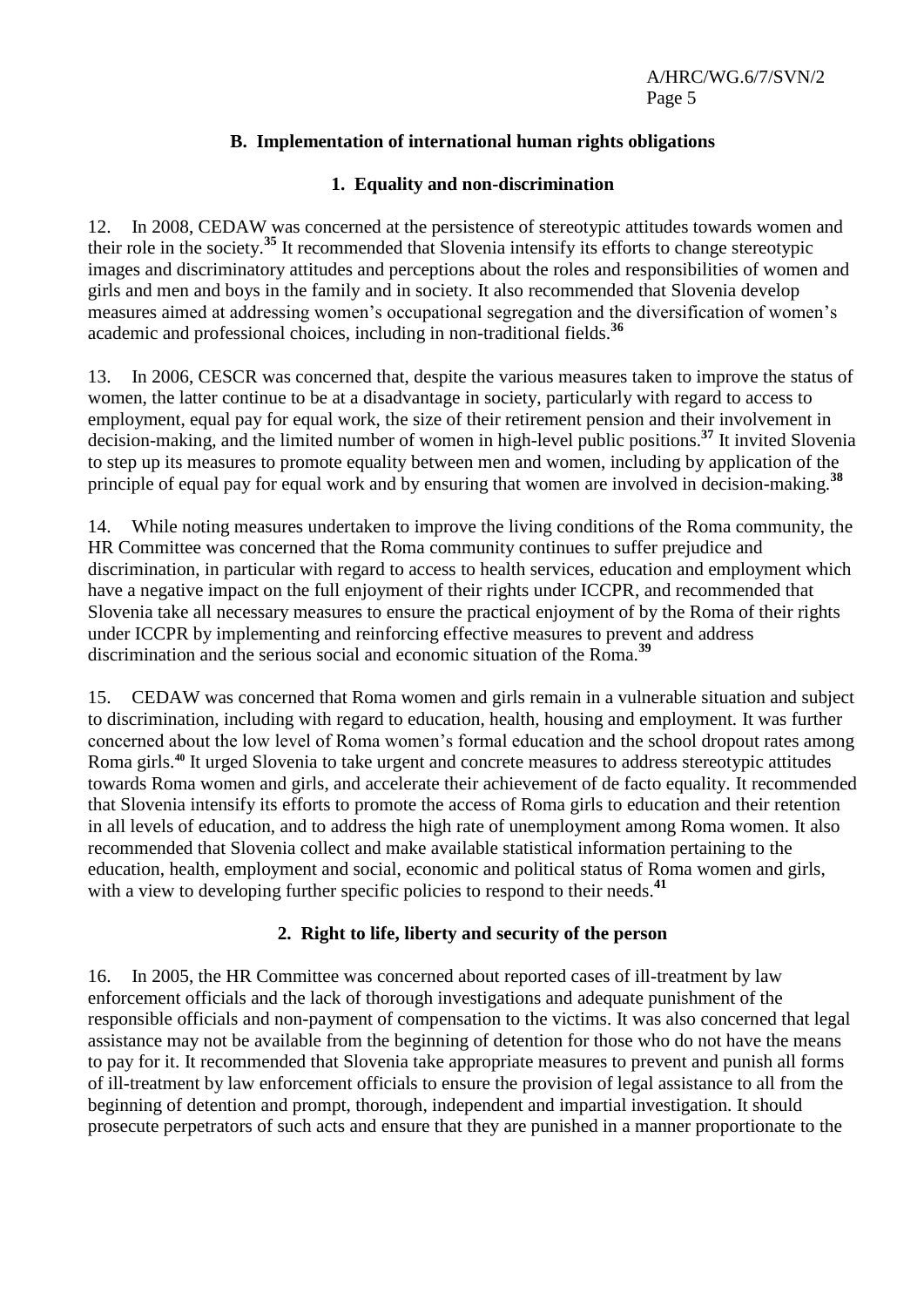## B. Implementation of international human rights obligations

### 1. Equality and non-discrimination

12. In 2008, CEDAW was concerned at the persistence of stereotypic attitudes towards women and their role in the society.[35] It recommended that Slovenia intensify its efforts to change stereotypic images and discriminatory attitudes and perceptions about the roles and responsibilities of women and girls and men and boys in the family and in society. It also recommended that Slovenia develop measures aimed at addressing women's occupational segregation and the diversification of women's academic and professional choices, including in non-traditional fields.[36]

13. In 2006, CESCR was concerned that, despite the various measures taken to improve the status of women, the latter continue to be at a disadvantage in society, particularly with regard to access to employment, equal pay for equal work, the size of their retirement pension and their involvement in decision-making, and the limited number of women in high-level public positions.[37] It invited Slovenia to step up its measures to promote equality between men and women, including by application of the principle of equal pay for equal work and by ensuring that women are involved in decision-making.[38]

14. While noting measures undertaken to improve the living conditions of the Roma community, the HR Committee was concerned that the Roma community continues to suffer prejudice and discrimination, in particular with regard to access to health services, education and employment which have a negative impact on the full enjoyment of their rights under ICCPR, and recommended that Slovenia take all necessary measures to ensure the practical enjoyment of by the Roma of their rights under ICCPR by implementing and reinforcing effective measures to prevent and address discrimination and the serious social and economic situation of the Roma.[39]

15. CEDAW was concerned that Roma women and girls remain in a vulnerable situation and subject to discrimination, including with regard to education, health, housing and employment. It was further concerned about the low level of Roma women's formal education and the school dropout rates among Roma girls.[40] It urged Slovenia to take urgent and concrete measures to address stereotypic attitudes towards Roma women and girls, and accelerate their achievement of de facto equality. It recommended that Slovenia intensify its efforts to promote the access of Roma girls to education and their retention in all levels of education, and to address the high rate of unemployment among Roma women. It also recommended that Slovenia collect and make available statistical information pertaining to the education, health, employment and social, economic and political status of Roma women and girls, with a view to developing further specific policies to respond to their needs.[41]

### 2. Right to life, liberty and security of the person

16. In 2005, the HR Committee was concerned about reported cases of ill-treatment by law enforcement officials and the lack of thorough investigations and adequate punishment of the responsible officials and non-payment of compensation to the victims. It was also concerned that legal assistance may not be available from the beginning of detention for those who do not have the means to pay for it. It recommended that Slovenia take appropriate measures to prevent and punish all forms of ill-treatment by law enforcement officials to ensure the provision of legal assistance to all from the beginning of detention and prompt, thorough, independent and impartial investigation. It should prosecute perpetrators of such acts and ensure that they are punished in a manner proportionate to the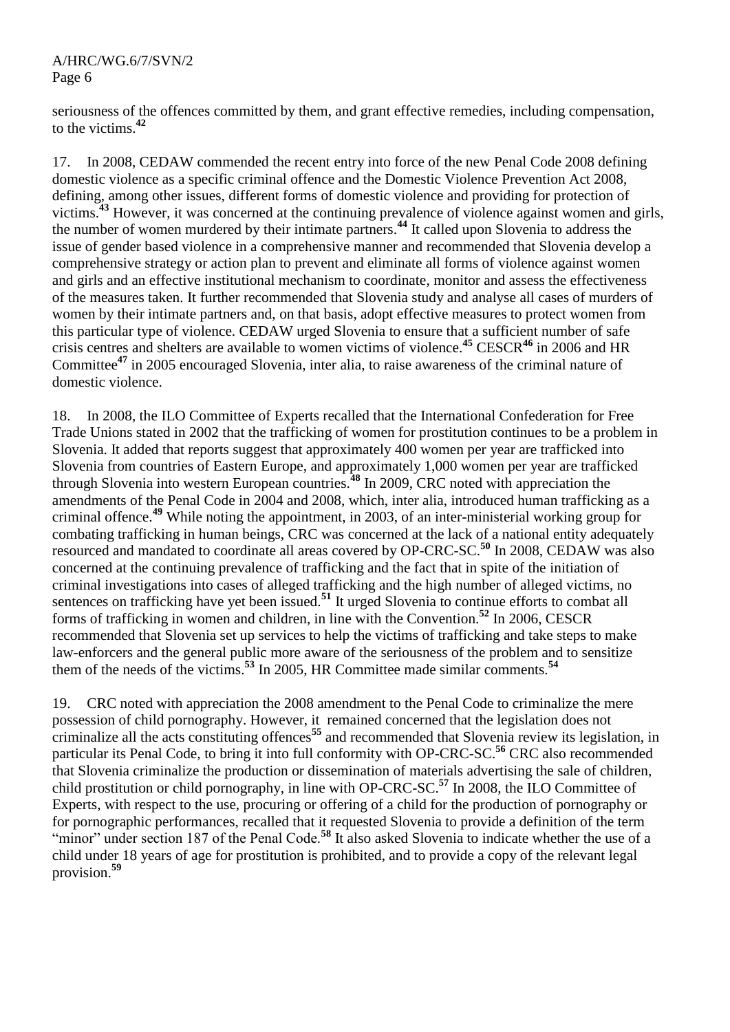seriousness of the offences committed by them, and grant effective remedies, including compensation, to the victims.[42]

17. In 2008, CEDAW commended the recent entry into force of the new Penal Code 2008 defining domestic violence as a specific criminal offence and the Domestic Violence Prevention Act 2008, defining, among other issues, different forms of domestic violence and providing for protection of victims.[43] However, it was concerned at the continuing prevalence of violence against women and girls, the number of women murdered by their intimate partners.[44] It called upon Slovenia to address the issue of gender based violence in a comprehensive manner and recommended that Slovenia develop a comprehensive strategy or action plan to prevent and eliminate all forms of violence against women and girls and an effective institutional mechanism to coordinate, monitor and assess the effectiveness of the measures taken. It further recommended that Slovenia study and analyse all cases of murders of women by their intimate partners and, on that basis, adopt effective measures to protect women from this particular type of violence. CEDAW urged Slovenia to ensure that a sufficient number of safe crisis centres and shelters are available to women victims of violence.[45] CESCR[46] in 2006 and HR Committee[47] in 2005 encouraged Slovenia, inter alia, to raise awareness of the criminal nature of domestic violence.

18. In 2008, the ILO Committee of Experts recalled that the International Confederation for Free Trade Unions stated in 2002 that the trafficking of women for prostitution continues to be a problem in Slovenia. It added that reports suggest that approximately 400 women per year are trafficked into Slovenia from countries of Eastern Europe, and approximately 1,000 women per year are trafficked through Slovenia into western European countries.[48] In 2009, CRC noted with appreciation the amendments of the Penal Code in 2004 and 2008, which, inter alia, introduced human trafficking as a criminal offence.[49] While noting the appointment, in 2003, of an inter-ministerial working group for combating trafficking in human beings, CRC was concerned at the lack of a national entity adequately resourced and mandated to coordinate all areas covered by OP-CRC-SC.[50] In 2008, CEDAW was also concerned at the continuing prevalence of trafficking and the fact that in spite of the initiation of criminal investigations into cases of alleged trafficking and the high number of alleged victims, no sentences on trafficking have yet been issued.[51] It urged Slovenia to continue efforts to combat all forms of trafficking in women and children, in line with the Convention.[52] In 2006, CESCR recommended that Slovenia set up services to help the victims of trafficking and take steps to make law-enforcers and the general public more aware of the seriousness of the problem and to sensitize them of the needs of the victims.[53] In 2005, HR Committee made similar comments.[54]

19. CRC noted with appreciation the 2008 amendment to the Penal Code to criminalize the mere possession of child pornography. However, it remained concerned that the legislation does not criminalize all the acts constituting offences[55] and recommended that Slovenia review its legislation, in particular its Penal Code, to bring it into full conformity with OP-CRC-SC.[56] CRC also recommended that Slovenia criminalize the production or dissemination of materials advertising the sale of children, child prostitution or child pornography, in line with OP-CRC-SC.[57] In 2008, the ILO Committee of Experts, with respect to the use, procuring or offering of a child for the production of pornography or for pornographic performances, recalled that it requested Slovenia to provide a definition of the term "minor" under section 187 of the Penal Code.[58] It also asked Slovenia to indicate whether the use of a child under 18 years of age for prostitution is prohibited, and to provide a copy of the relevant legal provision.[59]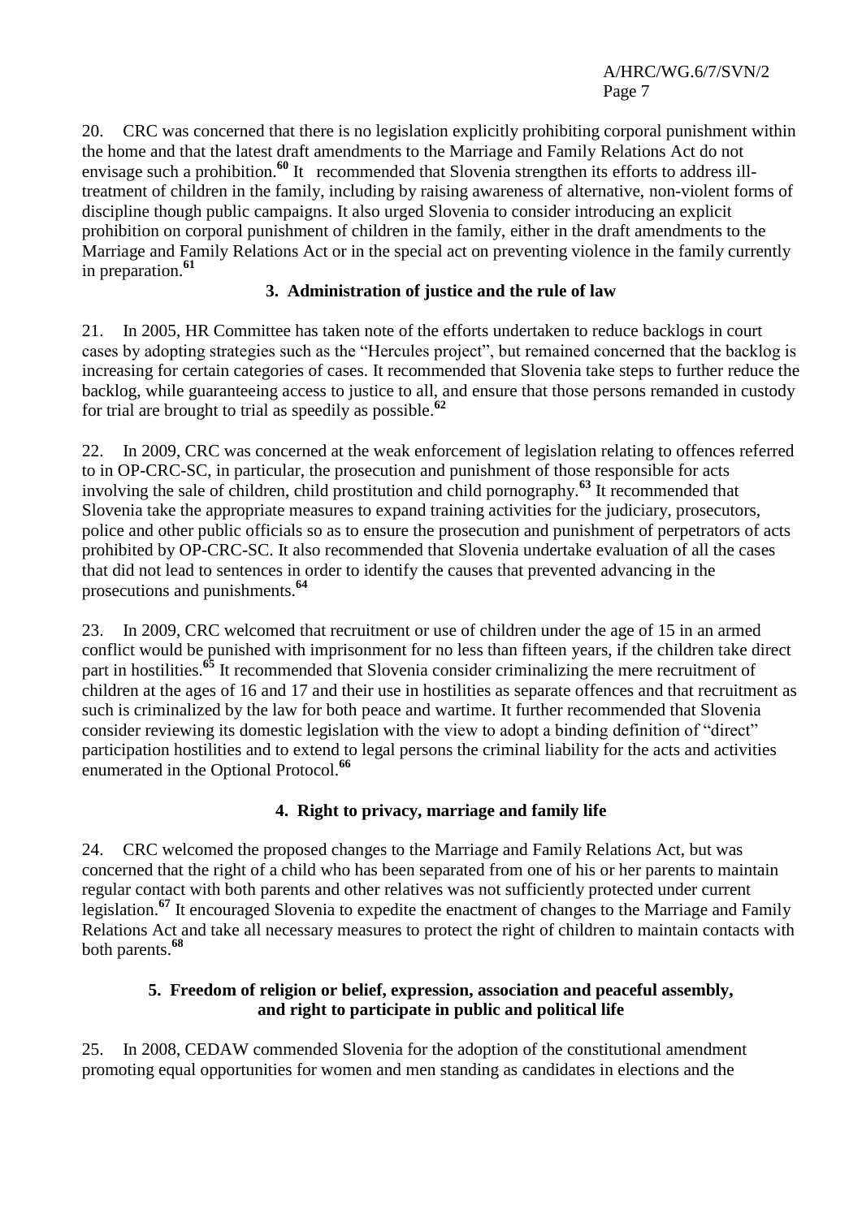20. CRC was concerned that there is no legislation explicitly prohibiting corporal punishment within the home and that the latest draft amendments to the Marriage and Family Relations Act do not envisage such a prohibition.[60] It recommended that Slovenia strengthen its efforts to address ill-treatment of children in the family, including by raising awareness of alternative, non-violent forms of discipline though public campaigns. It also urged Slovenia to consider introducing an explicit prohibition on corporal punishment of children in the family, either in the draft amendments to the Marriage and Family Relations Act or in the special act on preventing violence in the family currently in preparation.[61]

### 3. Administration of justice and the rule of law

21. In 2005, HR Committee has taken note of the efforts undertaken to reduce backlogs in court cases by adopting strategies such as the "Hercules project", but remained concerned that the backlog is increasing for certain categories of cases. It recommended that Slovenia take steps to further reduce the backlog, while guaranteeing access to justice to all, and ensure that those persons remanded in custody for trial are brought to trial as speedily as possible.[62]

22. In 2009, CRC was concerned at the weak enforcement of legislation relating to offences referred to in OP-CRC-SC, in particular, the prosecution and punishment of those responsible for acts involving the sale of children, child prostitution and child pornography.[63] It recommended that Slovenia take the appropriate measures to expand training activities for the judiciary, prosecutors, police and other public officials so as to ensure the prosecution and punishment of perpetrators of acts prohibited by OP-CRC-SC. It also recommended that Slovenia undertake evaluation of all the cases that did not lead to sentences in order to identify the causes that prevented advancing in the prosecutions and punishments.[64]

23. In 2009, CRC welcomed that recruitment or use of children under the age of 15 in an armed conflict would be punished with imprisonment for no less than fifteen years, if the children take direct part in hostilities.[65] It recommended that Slovenia consider criminalizing the mere recruitment of children at the ages of 16 and 17 and their use in hostilities as separate offences and that recruitment as such is criminalized by the law for both peace and wartime. It further recommended that Slovenia consider reviewing its domestic legislation with the view to adopt a binding definition of "direct" participation hostilities and to extend to legal persons the criminal liability for the acts and activities enumerated in the Optional Protocol.[66]

### 4. Right to privacy, marriage and family life

24. CRC welcomed the proposed changes to the Marriage and Family Relations Act, but was concerned that the right of a child who has been separated from one of his or her parents to maintain regular contact with both parents and other relatives was not sufficiently protected under current legislation.[67] It encouraged Slovenia to expedite the enactment of changes to the Marriage and Family Relations Act and take all necessary measures to protect the right of children to maintain contacts with both parents.[68]

### 5. Freedom of religion or belief, expression, association and peaceful assembly, and right to participate in public and political life

25. In 2008, CEDAW commended Slovenia for the adoption of the constitutional amendment promoting equal opportunities for women and men standing as candidates in elections and the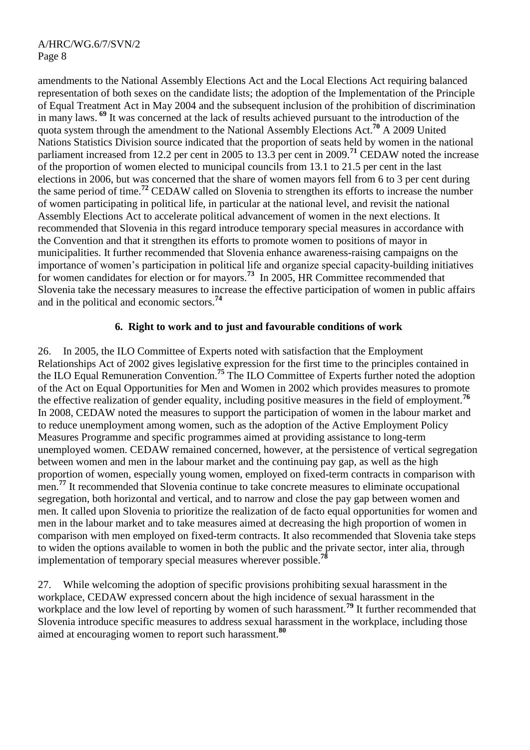amendments to the National Assembly Elections Act and the Local Elections Act requiring balanced representation of both sexes on the candidate lists; the adoption of the Implementation of the Principle of Equal Treatment Act in May 2004 and the subsequent inclusion of the prohibition of discrimination in many laws. [69] It was concerned at the lack of results achieved pursuant to the introduction of the quota system through the amendment to the National Assembly Elections Act.[70] A 2009 United Nations Statistics Division source indicated that the proportion of seats held by women in the national parliament increased from 12.2 per cent in 2005 to 13.3 per cent in 2009.[71] CEDAW noted the increase of the proportion of women elected to municipal councils from 13.1 to 21.5 per cent in the last elections in 2006, but was concerned that the share of women mayors fell from 6 to 3 per cent during the same period of time.[72] CEDAW called on Slovenia to strengthen its efforts to increase the number of women participating in political life, in particular at the national level, and revisit the national Assembly Elections Act to accelerate political advancement of women in the next elections. It recommended that Slovenia in this regard introduce temporary special measures in accordance with the Convention and that it strengthen its efforts to promote women to positions of mayor in municipalities. It further recommended that Slovenia enhance awareness-raising campaigns on the importance of women's participation in political life and organize special capacity-building initiatives for women candidates for election or for mayors.[73] In 2005, HR Committee recommended that Slovenia take the necessary measures to increase the effective participation of women in public affairs and in the political and economic sectors.[74]

### 6. Right to work and to just and favourable conditions of work

26. In 2005, the ILO Committee of Experts noted with satisfaction that the Employment Relationships Act of 2002 gives legislative expression for the first time to the principles contained in the ILO Equal Remuneration Convention.[75] The ILO Committee of Experts further noted the adoption of the Act on Equal Opportunities for Men and Women in 2002 which provides measures to promote the effective realization of gender equality, including positive measures in the field of employment.[76] In 2008, CEDAW noted the measures to support the participation of women in the labour market and to reduce unemployment among women, such as the adoption of the Active Employment Policy Measures Programme and specific programmes aimed at providing assistance to long-term unemployed women. CEDAW remained concerned, however, at the persistence of vertical segregation between women and men in the labour market and the continuing pay gap, as well as the high proportion of women, especially young women, employed on fixed-term contracts in comparison with men.[77] It recommended that Slovenia continue to take concrete measures to eliminate occupational segregation, both horizontal and vertical, and to narrow and close the pay gap between women and men. It called upon Slovenia to prioritize the realization of de facto equal opportunities for women and men in the labour market and to take measures aimed at decreasing the high proportion of women in comparison with men employed on fixed-term contracts. It also recommended that Slovenia take steps to widen the options available to women in both the public and the private sector, inter alia, through implementation of temporary special measures wherever possible.[78]

27. While welcoming the adoption of specific provisions prohibiting sexual harassment in the workplace, CEDAW expressed concern about the high incidence of sexual harassment in the workplace and the low level of reporting by women of such harassment.[79] It further recommended that Slovenia introduce specific measures to address sexual harassment in the workplace, including those aimed at encouraging women to report such harassment.[80]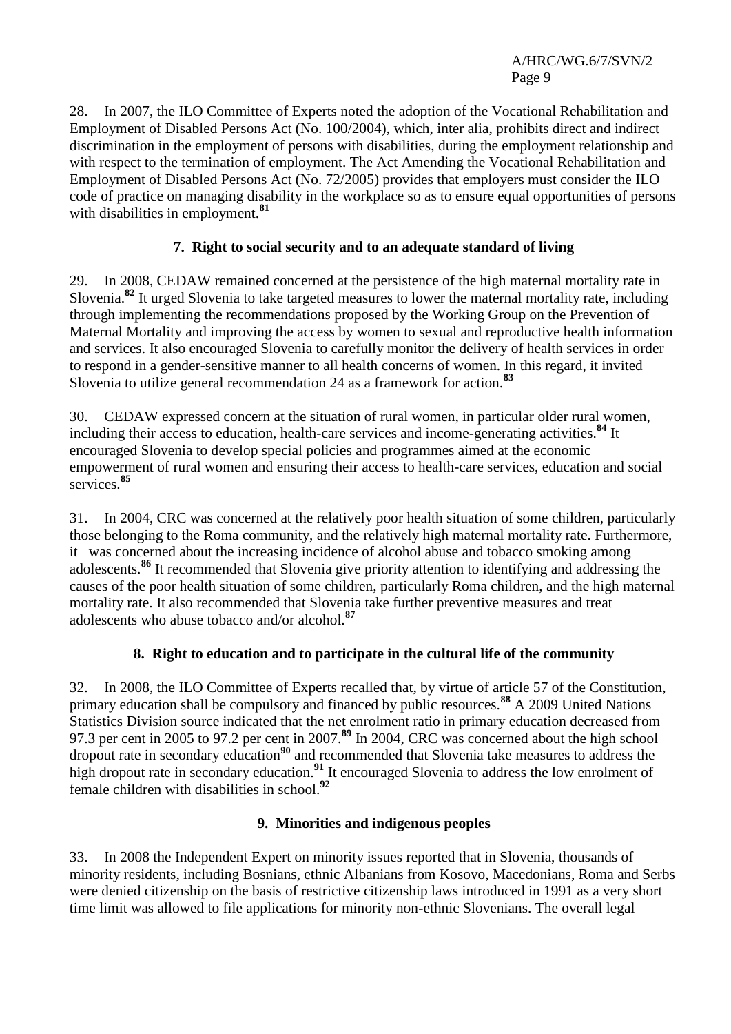28. In 2007, the ILO Committee of Experts noted the adoption of the Vocational Rehabilitation and Employment of Disabled Persons Act (No. 100/2004), which, inter alia, prohibits direct and indirect discrimination in the employment of persons with disabilities, during the employment relationship and with respect to the termination of employment. The Act Amending the Vocational Rehabilitation and Employment of Disabled Persons Act (No. 72/2005) provides that employers must consider the ILO code of practice on managing disability in the workplace so as to ensure equal opportunities of persons with disabilities in employment.[81]

### 7. Right to social security and to an adequate standard of living

29. In 2008, CEDAW remained concerned at the persistence of the high maternal mortality rate in Slovenia.[82] It urged Slovenia to take targeted measures to lower the maternal mortality rate, including through implementing the recommendations proposed by the Working Group on the Prevention of Maternal Mortality and improving the access by women to sexual and reproductive health information and services. It also encouraged Slovenia to carefully monitor the delivery of health services in order to respond in a gender-sensitive manner to all health concerns of women. In this regard, it invited Slovenia to utilize general recommendation 24 as a framework for action.[83]

30. CEDAW expressed concern at the situation of rural women, in particular older rural women, including their access to education, health-care services and income-generating activities.[84] It encouraged Slovenia to develop special policies and programmes aimed at the economic empowerment of rural women and ensuring their access to health-care services, education and social services.[85]

31. In 2004, CRC was concerned at the relatively poor health situation of some children, particularly those belonging to the Roma community, and the relatively high maternal mortality rate. Furthermore, it was concerned about the increasing incidence of alcohol abuse and tobacco smoking among adolescents.[86] It recommended that Slovenia give priority attention to identifying and addressing the causes of the poor health situation of some children, particularly Roma children, and the high maternal mortality rate. It also recommended that Slovenia take further preventive measures and treat adolescents who abuse tobacco and/or alcohol.[87]

### 8. Right to education and to participate in the cultural life of the community

32. In 2008, the ILO Committee of Experts recalled that, by virtue of article 57 of the Constitution, primary education shall be compulsory and financed by public resources.[88] A 2009 United Nations Statistics Division source indicated that the net enrolment ratio in primary education decreased from 97.3 per cent in 2005 to 97.2 per cent in 2007.[89] In 2004, CRC was concerned about the high school dropout rate in secondary education[90] and recommended that Slovenia take measures to address the high dropout rate in secondary education.[91] It encouraged Slovenia to address the low enrolment of female children with disabilities in school.[92]

### 9. Minorities and indigenous peoples

33. In 2008 the Independent Expert on minority issues reported that in Slovenia, thousands of minority residents, including Bosnians, ethnic Albanians from Kosovo, Macedonians, Roma and Serbs were denied citizenship on the basis of restrictive citizenship laws introduced in 1991 as a very short time limit was allowed to file applications for minority non-ethnic Slovenians. The overall legal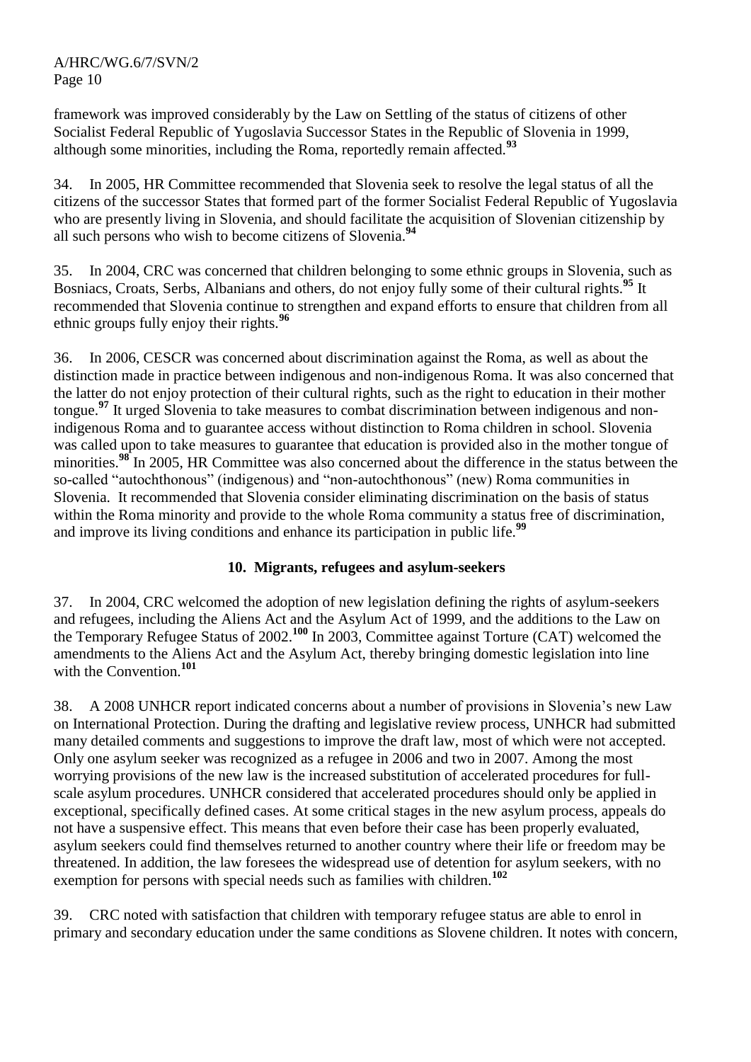framework was improved considerably by the Law on Settling of the status of citizens of other Socialist Federal Republic of Yugoslavia Successor States in the Republic of Slovenia in 1999, although some minorities, including the Roma, reportedly remain affected.[93]

34. In 2005, HR Committee recommended that Slovenia seek to resolve the legal status of all the citizens of the successor States that formed part of the former Socialist Federal Republic of Yugoslavia who are presently living in Slovenia, and should facilitate the acquisition of Slovenian citizenship by all such persons who wish to become citizens of Slovenia.[94]

35. In 2004, CRC was concerned that children belonging to some ethnic groups in Slovenia, such as Bosniacs, Croats, Serbs, Albanians and others, do not enjoy fully some of their cultural rights.[95] It recommended that Slovenia continue to strengthen and expand efforts to ensure that children from all ethnic groups fully enjoy their rights.[96]

36. In 2006, CESCR was concerned about discrimination against the Roma, as well as about the distinction made in practice between indigenous and non-indigenous Roma. It was also concerned that the latter do not enjoy protection of their cultural rights, such as the right to education in their mother tongue.[97] It urged Slovenia to take measures to combat discrimination between indigenous and non-indigenous Roma and to guarantee access without distinction to Roma children in school. Slovenia was called upon to take measures to guarantee that education is provided also in the mother tongue of minorities.[98] In 2005, HR Committee was also concerned about the difference in the status between the so-called "autochthonous" (indigenous) and "non-autochthonous" (new) Roma communities in Slovenia. It recommended that Slovenia consider eliminating discrimination on the basis of status within the Roma minority and provide to the whole Roma community a status free of discrimination, and improve its living conditions and enhance its participation in public life.[99]

### 10. Migrants, refugees and asylum-seekers

37. In 2004, CRC welcomed the adoption of new legislation defining the rights of asylum-seekers and refugees, including the Aliens Act and the Asylum Act of 1999, and the additions to the Law on the Temporary Refugee Status of 2002.[100] In 2003, Committee against Torture (CAT) welcomed the amendments to the Aliens Act and the Asylum Act, thereby bringing domestic legislation into line with the Convention.[101]

38. A 2008 UNHCR report indicated concerns about a number of provisions in Slovenia's new Law on International Protection. During the drafting and legislative review process, UNHCR had submitted many detailed comments and suggestions to improve the draft law, most of which were not accepted. Only one asylum seeker was recognized as a refugee in 2006 and two in 2007. Among the most worrying provisions of the new law is the increased substitution of accelerated procedures for full-scale asylum procedures. UNHCR considered that accelerated procedures should only be applied in exceptional, specifically defined cases. At some critical stages in the new asylum process, appeals do not have a suspensive effect. This means that even before their case has been properly evaluated, asylum seekers could find themselves returned to another country where their life or freedom may be threatened. In addition, the law foresees the widespread use of detention for asylum seekers, with no exemption for persons with special needs such as families with children.[102]

39. CRC noted with satisfaction that children with temporary refugee status are able to enrol in primary and secondary education under the same conditions as Slovene children. It notes with concern,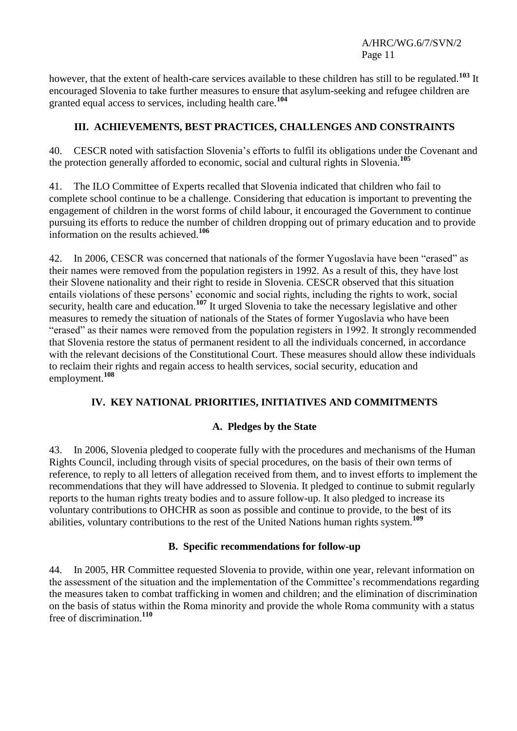however, that the extent of health-care services available to these children has still to be regulated.[103] It encouraged Slovenia to take further measures to ensure that asylum-seeking and refugee children are granted equal access to services, including health care.[104]

## III. ACHIEVEMENTS, BEST PRACTICES, CHALLENGES AND CONSTRAINTS

40. CESCR noted with satisfaction Slovenia's efforts to fulfil its obligations under the Covenant and the protection generally afforded to economic, social and cultural rights in Slovenia.[105]

41. The ILO Committee of Experts recalled that Slovenia indicated that children who fail to complete school continue to be a challenge. Considering that education is important to preventing the engagement of children in the worst forms of child labour, it encouraged the Government to continue pursuing its efforts to reduce the number of children dropping out of primary education and to provide information on the results achieved.[106]

42. In 2006, CESCR was concerned that nationals of the former Yugoslavia have been "erased" as their names were removed from the population registers in 1992. As a result of this, they have lost their Slovene nationality and their right to reside in Slovenia. CESCR observed that this situation entails violations of these persons' economic and social rights, including the rights to work, social security, health care and education.[107] It urged Slovenia to take the necessary legislative and other measures to remedy the situation of nationals of the States of former Yugoslavia who have been "erased" as their names were removed from the population registers in 1992. It strongly recommended that Slovenia restore the status of permanent resident to all the individuals concerned, in accordance with the relevant decisions of the Constitutional Court. These measures should allow these individuals to reclaim their rights and regain access to health services, social security, education and employment.[108]

## IV. KEY NATIONAL PRIORITIES, INITIATIVES AND COMMITMENTS

### A. Pledges by the State

43. In 2006, Slovenia pledged to cooperate fully with the procedures and mechanisms of the Human Rights Council, including through visits of special procedures, on the basis of their own terms of reference, to reply to all letters of allegation received from them, and to invest efforts to implement the recommendations that they will have addressed to Slovenia. It pledged to continue to submit regularly reports to the human rights treaty bodies and to assure follow-up. It also pledged to increase its voluntary contributions to OHCHR as soon as possible and continue to provide, to the best of its abilities, voluntary contributions to the rest of the United Nations human rights system.[109]

### B. Specific recommendations for follow-up

44. In 2005, HR Committee requested Slovenia to provide, within one year, relevant information on the assessment of the situation and the implementation of the Committee's recommendations regarding the measures taken to combat trafficking in women and children; and the elimination of discrimination on the basis of status within the Roma minority and provide the whole Roma community with a status free of discrimination.[110]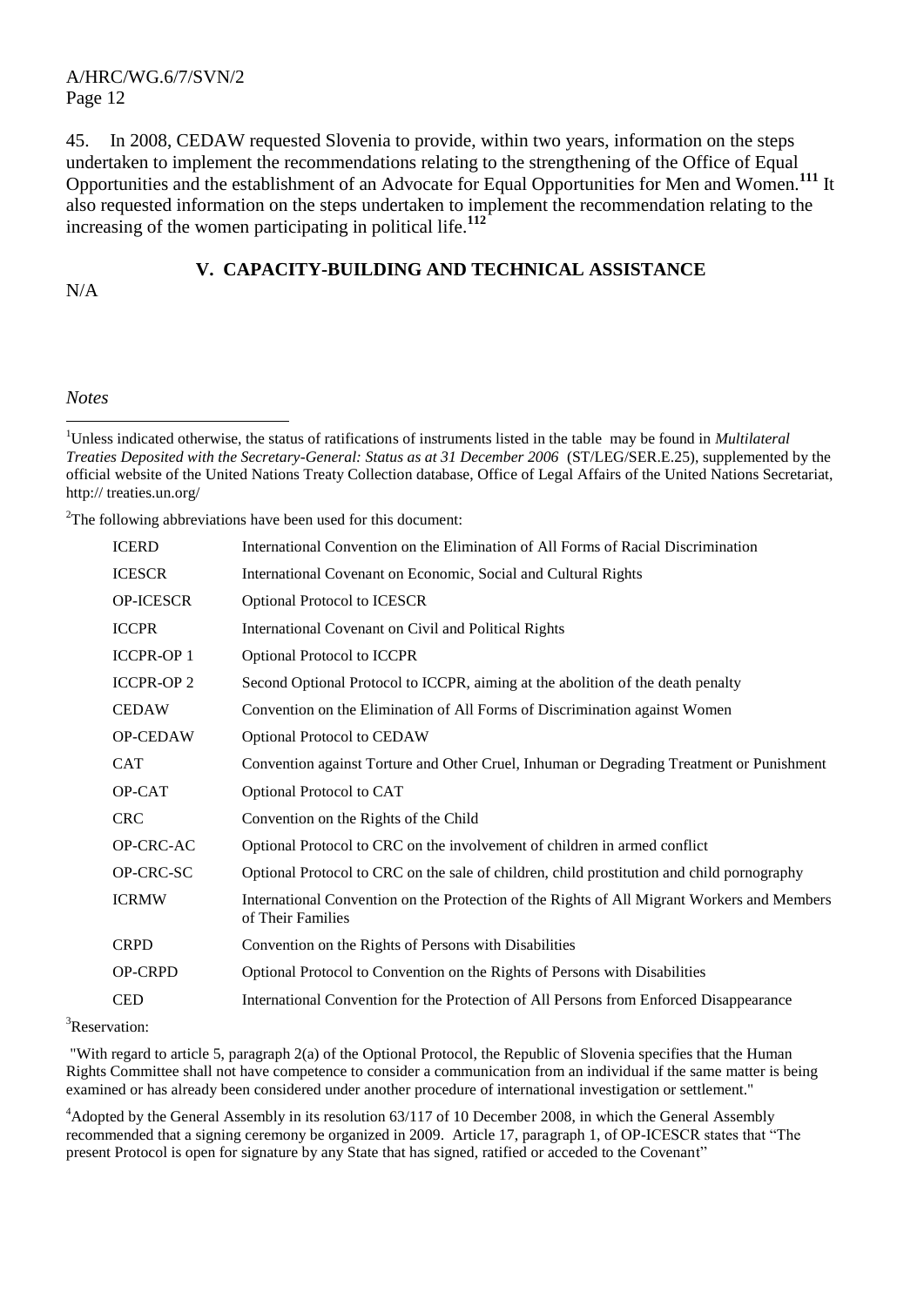45. In 2008, CEDAW requested Slovenia to provide, within two years, information on the steps undertaken to implement the recommendations relating to the strengthening of the Office of Equal Opportunities and the establishment of an Advocate for Equal Opportunities for Men and Women.[111] It also requested information on the steps undertaken to implement the recommendation relating to the increasing of the women participating in political life.[112]

## V. CAPACITY-BUILDING AND TECHNICAL ASSISTANCE

N/A

*Notes*

[1]Unless indicated otherwise, the status of ratifications of instruments listed in the table may be found in *Multilateral Treaties Deposited with the Secretary-General: Status as at 31 December 2006* (ST/LEG/SER.E.25), supplemented by the official website of the United Nations Treaty Collection database, Office of Legal Affairs of the United Nations Secretariat, http:// treaties.un.org/

[2]The following abbreviations have been used for this document:

| | |
|---|---|
| ICERD | International Convention on the Elimination of All Forms of Racial Discrimination |
| ICESCR | International Covenant on Economic, Social and Cultural Rights |
| OP-ICESCR | Optional Protocol to ICESCR |
| ICCPR | International Covenant on Civil and Political Rights |
| ICCPR-OP 1 | Optional Protocol to ICCPR |
| ICCPR-OP 2 | Second Optional Protocol to ICCPR, aiming at the abolition of the death penalty |
| CEDAW | Convention on the Elimination of All Forms of Discrimination against Women |
| OP-CEDAW | Optional Protocol to CEDAW |
| CAT | Convention against Torture and Other Cruel, Inhuman or Degrading Treatment or Punishment |
| OP-CAT | Optional Protocol to CAT |
| CRC | Convention on the Rights of the Child |
| OP-CRC-AC | Optional Protocol to CRC on the involvement of children in armed conflict |
| OP-CRC-SC | Optional Protocol to CRC on the sale of children, child prostitution and child pornography |
| ICRMW | International Convention on the Protection of the Rights of All Migrant Workers and Members of Their Families |
| CRPD | Convention on the Rights of Persons with Disabilities |
| OP-CRPD | Optional Protocol to Convention on the Rights of Persons with Disabilities |
| CED | International Convention for the Protection of All Persons from Enforced Disappearance |

[3]Reservation:

"With regard to article 5, paragraph 2(a) of the Optional Protocol, the Republic of Slovenia specifies that the Human Rights Committee shall not have competence to consider a communication from an individual if the same matter is being examined or has already been considered under another procedure of international investigation or settlement."

[4]Adopted by the General Assembly in its resolution 63/117 of 10 December 2008, in which the General Assembly recommended that a signing ceremony be organized in 2009. Article 17, paragraph 1, of OP-ICESCR states that "The present Protocol is open for signature by any State that has signed, ratified or acceded to the Covenant"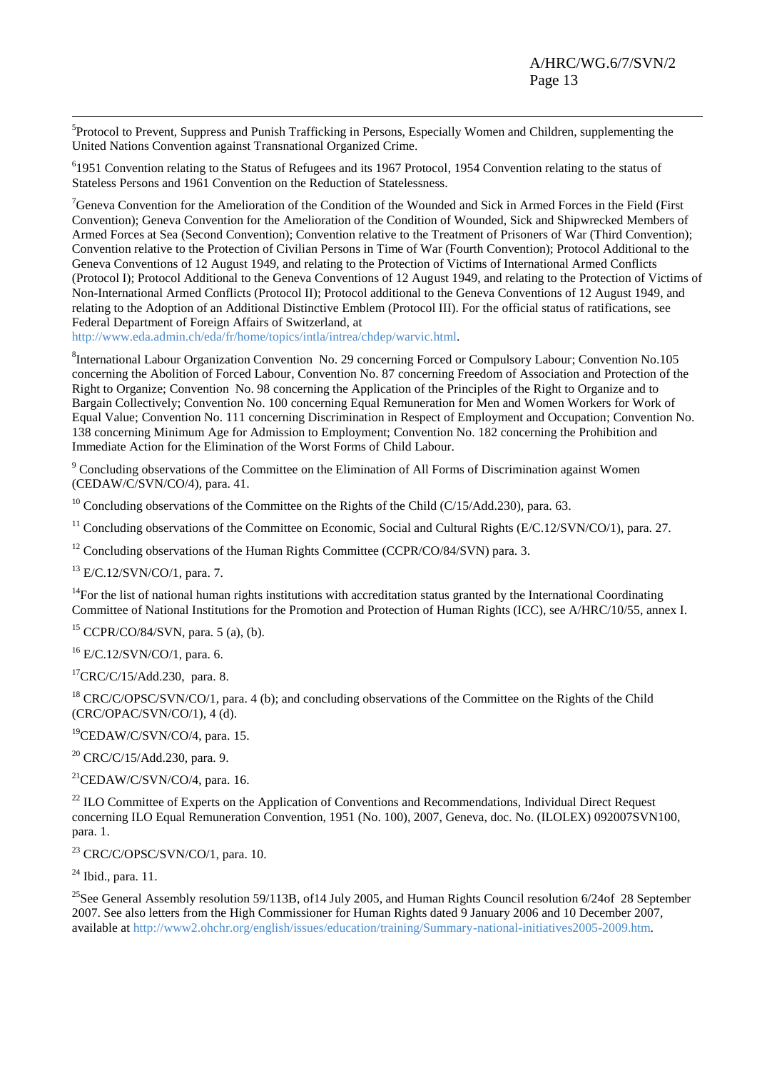[5]Protocol to Prevent, Suppress and Punish Trafficking in Persons, Especially Women and Children, supplementing the United Nations Convention against Transnational Organized Crime.

[6]1951 Convention relating to the Status of Refugees and its 1967 Protocol, 1954 Convention relating to the status of Stateless Persons and 1961 Convention on the Reduction of Statelessness.

[7]Geneva Convention for the Amelioration of the Condition of the Wounded and Sick in Armed Forces in the Field (First Convention); Geneva Convention for the Amelioration of the Condition of Wounded, Sick and Shipwrecked Members of Armed Forces at Sea (Second Convention); Convention relative to the Treatment of Prisoners of War (Third Convention); Convention relative to the Protection of Civilian Persons in Time of War (Fourth Convention); Protocol Additional to the Geneva Conventions of 12 August 1949, and relating to the Protection of Victims of International Armed Conflicts (Protocol I); Protocol Additional to the Geneva Conventions of 12 August 1949, and relating to the Protection of Victims of Non-International Armed Conflicts (Protocol II); Protocol additional to the Geneva Conventions of 12 August 1949, and relating to the Adoption of an Additional Distinctive Emblem (Protocol III). For the official status of ratifications, see Federal Department of Foreign Affairs of Switzerland, at http://www.eda.admin.ch/eda/fr/home/topics/intla/intrea/chdep/warvic.html.

[8]International Labour Organization Convention No. 29 concerning Forced or Compulsory Labour; Convention No.105 concerning the Abolition of Forced Labour, Convention No. 87 concerning Freedom of Association and Protection of the Right to Organize; Convention No. 98 concerning the Application of the Principles of the Right to Organize and to Bargain Collectively; Convention No. 100 concerning Equal Remuneration for Men and Women Workers for Work of Equal Value; Convention No. 111 concerning Discrimination in Respect of Employment and Occupation; Convention No. 138 concerning Minimum Age for Admission to Employment; Convention No. 182 concerning the Prohibition and Immediate Action for the Elimination of the Worst Forms of Child Labour.

[9] Concluding observations of the Committee on the Elimination of All Forms of Discrimination against Women (CEDAW/C/SVN/CO/4), para. 41.

[10] Concluding observations of the Committee on the Rights of the Child (C/15/Add.230), para. 63.

[11] Concluding observations of the Committee on Economic, Social and Cultural Rights (E/C.12/SVN/CO/1), para. 27.

[12] Concluding observations of the Human Rights Committee (CCPR/CO/84/SVN) para. 3.

[13] E/C.12/SVN/CO/1, para. 7.

[14]For the list of national human rights institutions with accreditation status granted by the International Coordinating Committee of National Institutions for the Promotion and Protection of Human Rights (ICC), see A/HRC/10/55, annex I.

[15] CCPR/CO/84/SVN, para. 5 (a), (b).

[16] E/C.12/SVN/CO/1, para. 6.

[17]CRC/C/15/Add.230, para. 8.

[18] CRC/C/OPSC/SVN/CO/1, para. 4 (b); and concluding observations of the Committee on the Rights of the Child (CRC/OPAC/SVN/CO/1), 4 (d).

[19]CEDAW/C/SVN/CO/4, para. 15.

[20] CRC/C/15/Add.230, para. 9.

[21]CEDAW/C/SVN/CO/4, para. 16.

[22] ILO Committee of Experts on the Application of Conventions and Recommendations, Individual Direct Request concerning ILO Equal Remuneration Convention, 1951 (No. 100), 2007, Geneva, doc. No. (ILOLEX) 092007SVN100, para. 1.

[23] CRC/C/OPSC/SVN/CO/1, para. 10.

[24] Ibid., para. 11.

[25]See General Assembly resolution 59/113B, of14 July 2005, and Human Rights Council resolution 6/24of 28 September 2007. See also letters from the High Commissioner for Human Rights dated 9 January 2006 and 10 December 2007, available at http://www2.ohchr.org/english/issues/education/training/Summary-national-initiatives2005-2009.htm.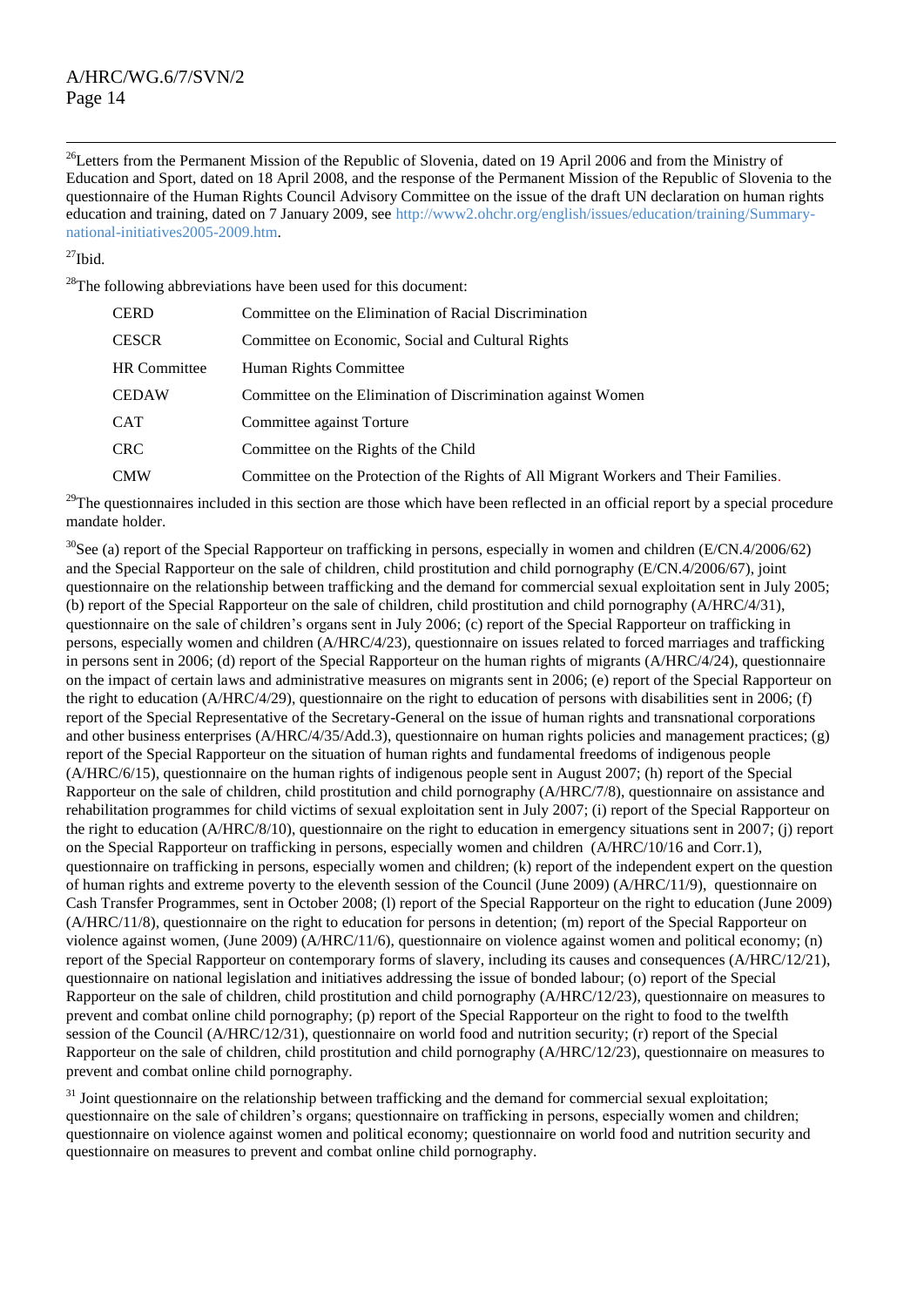[26]Letters from the Permanent Mission of the Republic of Slovenia, dated on 19 April 2006 and from the Ministry of Education and Sport, dated on 18 April 2008, and the response of the Permanent Mission of the Republic of Slovenia to the questionnaire of the Human Rights Council Advisory Committee on the issue of the draft UN declaration on human rights education and training, dated on 7 January 2009, see http://www2.ohchr.org/english/issues/education/training/Summary-national-initiatives2005-2009.htm.

[27]Ibid.

[28]The following abbreviations have been used for this document:

| | |
|---|---|
| CERD | Committee on the Elimination of Racial Discrimination |
| CESCR | Committee on Economic, Social and Cultural Rights |
| HR Committee | Human Rights Committee |
| CEDAW | Committee on the Elimination of Discrimination against Women |
| CAT | Committee against Torture |
| CRC | Committee on the Rights of the Child |
| CMW | Committee on the Protection of the Rights of All Migrant Workers and Their Families. |

[29]The questionnaires included in this section are those which have been reflected in an official report by a special procedure mandate holder.

[30]See (a) report of the Special Rapporteur on trafficking in persons, especially in women and children (E/CN.4/2006/62) and the Special Rapporteur on the sale of children, child prostitution and child pornography (E/CN.4/2006/67), joint questionnaire on the relationship between trafficking and the demand for commercial sexual exploitation sent in July 2005; (b) report of the Special Rapporteur on the sale of children, child prostitution and child pornography (A/HRC/4/31), questionnaire on the sale of children's organs sent in July 2006; (c) report of the Special Rapporteur on trafficking in persons, especially women and children (A/HRC/4/23), questionnaire on issues related to forced marriages and trafficking in persons sent in 2006; (d) report of the Special Rapporteur on the human rights of migrants (A/HRC/4/24), questionnaire on the impact of certain laws and administrative measures on migrants sent in 2006; (e) report of the Special Rapporteur on the right to education (A/HRC/4/29), questionnaire on the right to education of persons with disabilities sent in 2006; (f) report of the Special Representative of the Secretary-General on the issue of human rights and transnational corporations and other business enterprises (A/HRC/4/35/Add.3), questionnaire on human rights policies and management practices; (g) report of the Special Rapporteur on the situation of human rights and fundamental freedoms of indigenous people (A/HRC/6/15), questionnaire on the human rights of indigenous people sent in August 2007; (h) report of the Special Rapporteur on the sale of children, child prostitution and child pornography (A/HRC/7/8), questionnaire on assistance and rehabilitation programmes for child victims of sexual exploitation sent in July 2007; (i) report of the Special Rapporteur on the right to education (A/HRC/8/10), questionnaire on the right to education in emergency situations sent in 2007; (j) report on the Special Rapporteur on trafficking in persons, especially women and children (A/HRC/10/16 and Corr.1), questionnaire on trafficking in persons, especially women and children; (k) report of the independent expert on the question of human rights and extreme poverty to the eleventh session of the Council (June 2009) (A/HRC/11/9), questionnaire on Cash Transfer Programmes, sent in October 2008; (l) report of the Special Rapporteur on the right to education (June 2009) (A/HRC/11/8), questionnaire on the right to education for persons in detention; (m) report of the Special Rapporteur on violence against women, (June 2009) (A/HRC/11/6), questionnaire on violence against women and political economy; (n) report of the Special Rapporteur on contemporary forms of slavery, including its causes and consequences (A/HRC/12/21), questionnaire on national legislation and initiatives addressing the issue of bonded labour; (o) report of the Special Rapporteur on the sale of children, child prostitution and child pornography (A/HRC/12/23), questionnaire on measures to prevent and combat online child pornography; (p) report of the Special Rapporteur on the right to food to the twelfth session of the Council (A/HRC/12/31), questionnaire on world food and nutrition security; (r) report of the Special Rapporteur on the sale of children, child prostitution and child pornography (A/HRC/12/23), questionnaire on measures to prevent and combat online child pornography.

[31] Joint questionnaire on the relationship between trafficking and the demand for commercial sexual exploitation; questionnaire on the sale of children's organs; questionnaire on trafficking in persons, especially women and children; questionnaire on violence against women and political economy; questionnaire on world food and nutrition security and questionnaire on measures to prevent and combat online child pornography.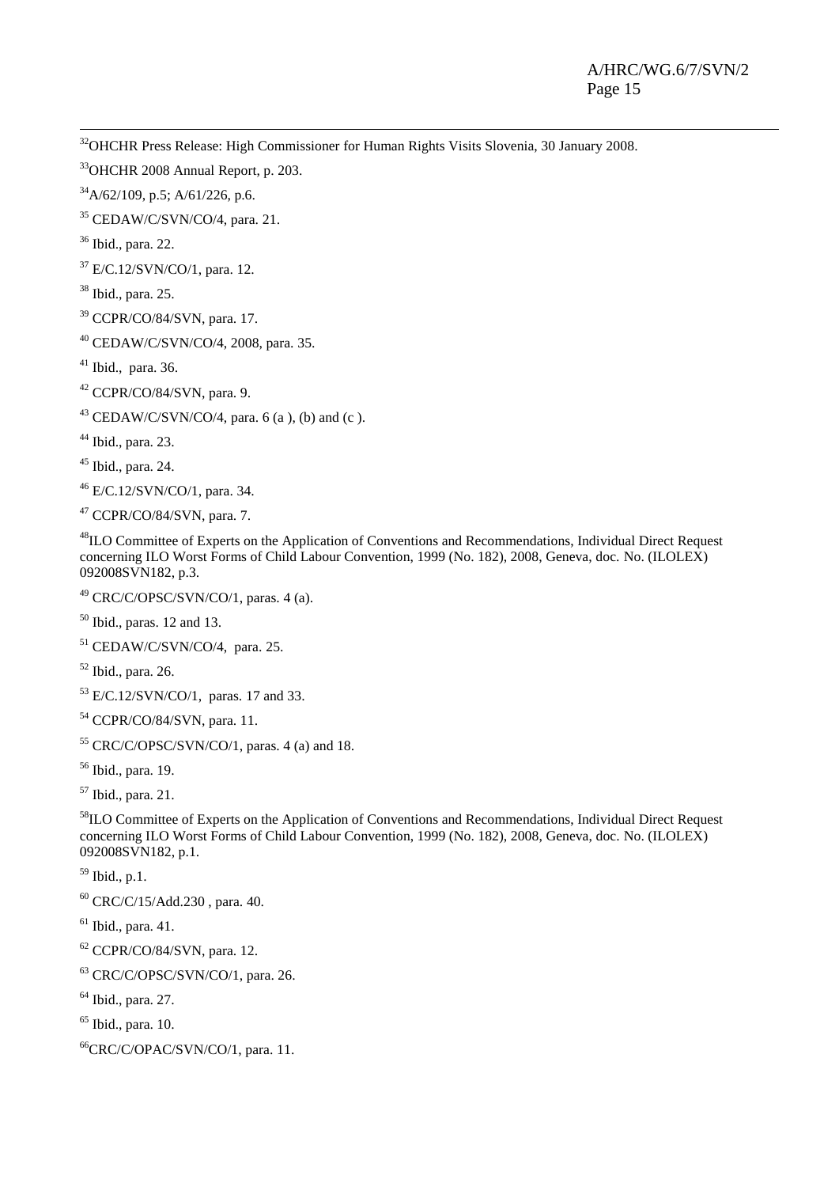[32]OHCHR Press Release: High Commissioner for Human Rights Visits Slovenia, 30 January 2008.

[33]OHCHR 2008 Annual Report, p. 203.

[34]A/62/109, p.5; A/61/226, p.6.

[35] CEDAW/C/SVN/CO/4, para. 21.

[36] Ibid., para. 22.

[37] E/C.12/SVN/CO/1, para. 12.

[38] Ibid., para. 25.

[39] CCPR/CO/84/SVN, para. 17.

[40] CEDAW/C/SVN/CO/4, 2008, para. 35.

[41] Ibid., para. 36.

[42] CCPR/CO/84/SVN, para. 9.

[43] CEDAW/C/SVN/CO/4, para. 6 (a ), (b) and (c ).

[44] Ibid., para. 23.

[45] Ibid., para. 24.

[46] E/C.12/SVN/CO/1, para. 34.

[47] CCPR/CO/84/SVN, para. 7.

[48]ILO Committee of Experts on the Application of Conventions and Recommendations, Individual Direct Request concerning ILO Worst Forms of Child Labour Convention, 1999 (No. 182), 2008, Geneva, doc. No. (ILOLEX) 092008SVN182, p.3.

[49] CRC/C/OPSC/SVN/CO/1, paras. 4 (a).

[50] Ibid., paras. 12 and 13.

[51] CEDAW/C/SVN/CO/4, para. 25.

[52] Ibid., para. 26.

[53] E/C.12/SVN/CO/1, paras. 17 and 33.

[54] CCPR/CO/84/SVN, para. 11.

[55] CRC/C/OPSC/SVN/CO/1, paras. 4 (a) and 18.

[56] Ibid., para. 19.

[57] Ibid., para. 21.

[58]ILO Committee of Experts on the Application of Conventions and Recommendations, Individual Direct Request concerning ILO Worst Forms of Child Labour Convention, 1999 (No. 182), 2008, Geneva, doc. No. (ILOLEX) 092008SVN182, p.1.

[59] Ibid., p.1.

[60] CRC/C/15/Add.230 , para. 40.

[61] Ibid., para. 41.

[62] CCPR/CO/84/SVN, para. 12.

[63] CRC/C/OPSC/SVN/CO/1, para. 26.

[64] Ibid., para. 27.

[65] Ibid., para. 10.

[66]CRC/C/OPAC/SVN/CO/1, para. 11.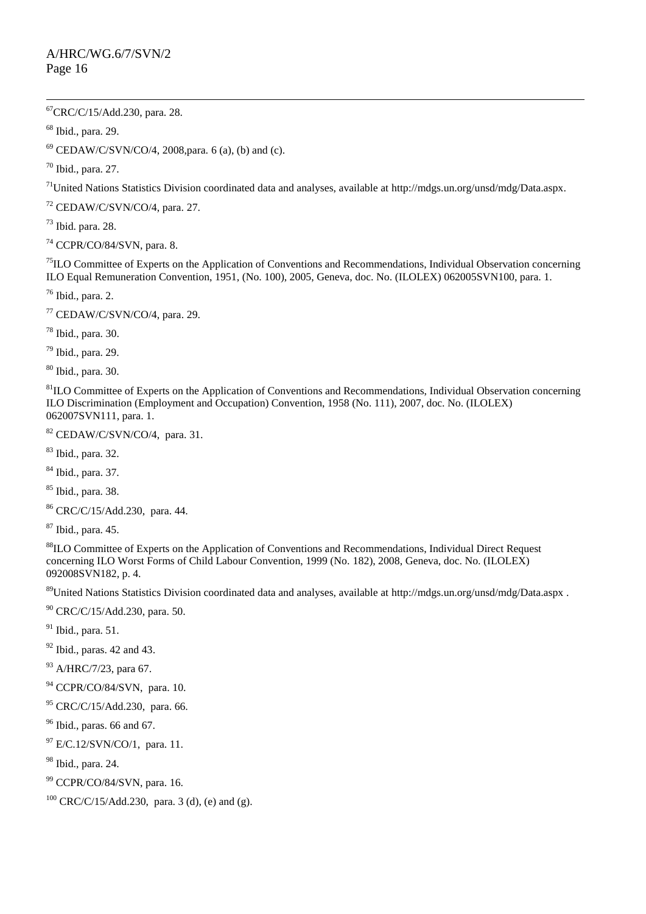[67]CRC/C/15/Add.230, para. 28.

[68] Ibid., para. 29.

[69] CEDAW/C/SVN/CO/4, 2008,para. 6 (a), (b) and (c).

[70] Ibid., para. 27.

[71]United Nations Statistics Division coordinated data and analyses, available at http://mdgs.un.org/unsd/mdg/Data.aspx.

[72] CEDAW/C/SVN/CO/4, para. 27.

[73] Ibid. para. 28.

[74] CCPR/CO/84/SVN, para. 8.

[75]ILO Committee of Experts on the Application of Conventions and Recommendations, Individual Observation concerning ILO Equal Remuneration Convention, 1951, (No. 100), 2005, Geneva, doc. No. (ILOLEX) 062005SVN100, para. 1.

[76] Ibid., para. 2.

[77] CEDAW/C/SVN/CO/4, para. 29.

[78] Ibid., para. 30.

[79] Ibid., para. 29.

[80] Ibid., para. 30.

[81]ILO Committee of Experts on the Application of Conventions and Recommendations, Individual Observation concerning ILO Discrimination (Employment and Occupation) Convention, 1958 (No. 111), 2007, doc. No. (ILOLEX) 062007SVN111, para. 1.

[82] CEDAW/C/SVN/CO/4, para. 31.

[83] Ibid., para. 32.

[84] Ibid., para. 37.

[85] Ibid., para. 38.

[86] CRC/C/15/Add.230, para. 44.

[87] Ibid., para. 45.

[88]ILO Committee of Experts on the Application of Conventions and Recommendations, Individual Direct Request concerning ILO Worst Forms of Child Labour Convention, 1999 (No. 182), 2008, Geneva, doc. No. (ILOLEX) 092008SVN182, p. 4.

[89]United Nations Statistics Division coordinated data and analyses, available at http://mdgs.un.org/unsd/mdg/Data.aspx .

[90] CRC/C/15/Add.230, para. 50.

[91] Ibid., para. 51.

[92] Ibid., paras. 42 and 43.

[93] A/HRC/7/23, para 67.

[94] CCPR/CO/84/SVN, para. 10.

[95] CRC/C/15/Add.230, para. 66.

[96] Ibid., paras. 66 and 67.

[97] E/C.12/SVN/CO/1, para. 11.

[98] Ibid., para. 24.

[99] CCPR/CO/84/SVN, para. 16.

[100] CRC/C/15/Add.230, para. 3 (d), (e) and (g).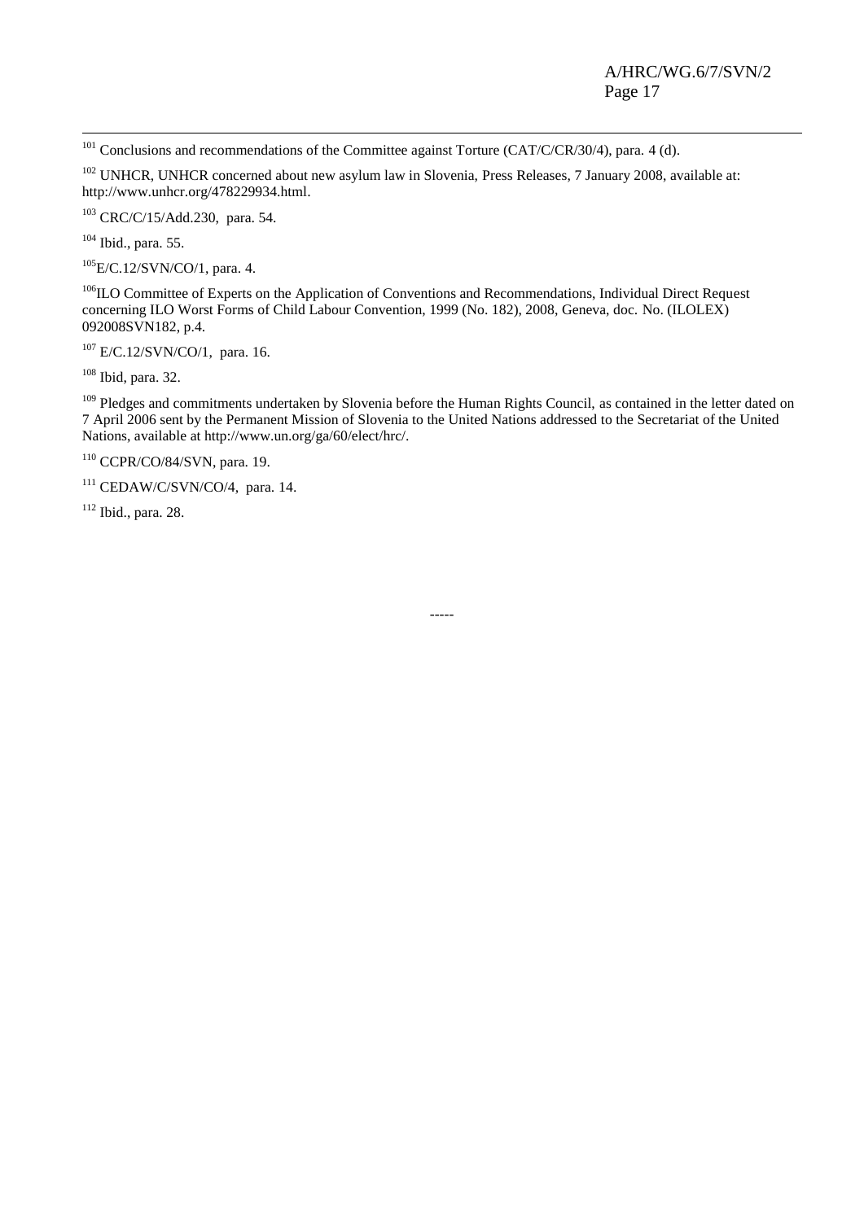[101] Conclusions and recommendations of the Committee against Torture (CAT/C/CR/30/4), para. 4 (d).

[102] UNHCR, UNHCR concerned about new asylum law in Slovenia, Press Releases, 7 January 2008, available at: http://www.unhcr.org/478229934.html.

[103] CRC/C/15/Add.230, para. 54.

[104] Ibid., para. 55.

[105] E/C.12/SVN/CO/1, para. 4.

[106] ILO Committee of Experts on the Application of Conventions and Recommendations, Individual Direct Request concerning ILO Worst Forms of Child Labour Convention, 1999 (No. 182), 2008, Geneva, doc. No. (ILOLEX) 092008SVN182, p.4.

[107] E/C.12/SVN/CO/1, para. 16.

[108] Ibid, para. 32.

[109] Pledges and commitments undertaken by Slovenia before the Human Rights Council, as contained in the letter dated on 7 April 2006 sent by the Permanent Mission of Slovenia to the United Nations addressed to the Secretariat of the United Nations, available at http://www.un.org/ga/60/elect/hrc/.

[110] CCPR/CO/84/SVN, para. 19.

[111] CEDAW/C/SVN/CO/4, para. 14.

[112] Ibid., para. 28.

-----